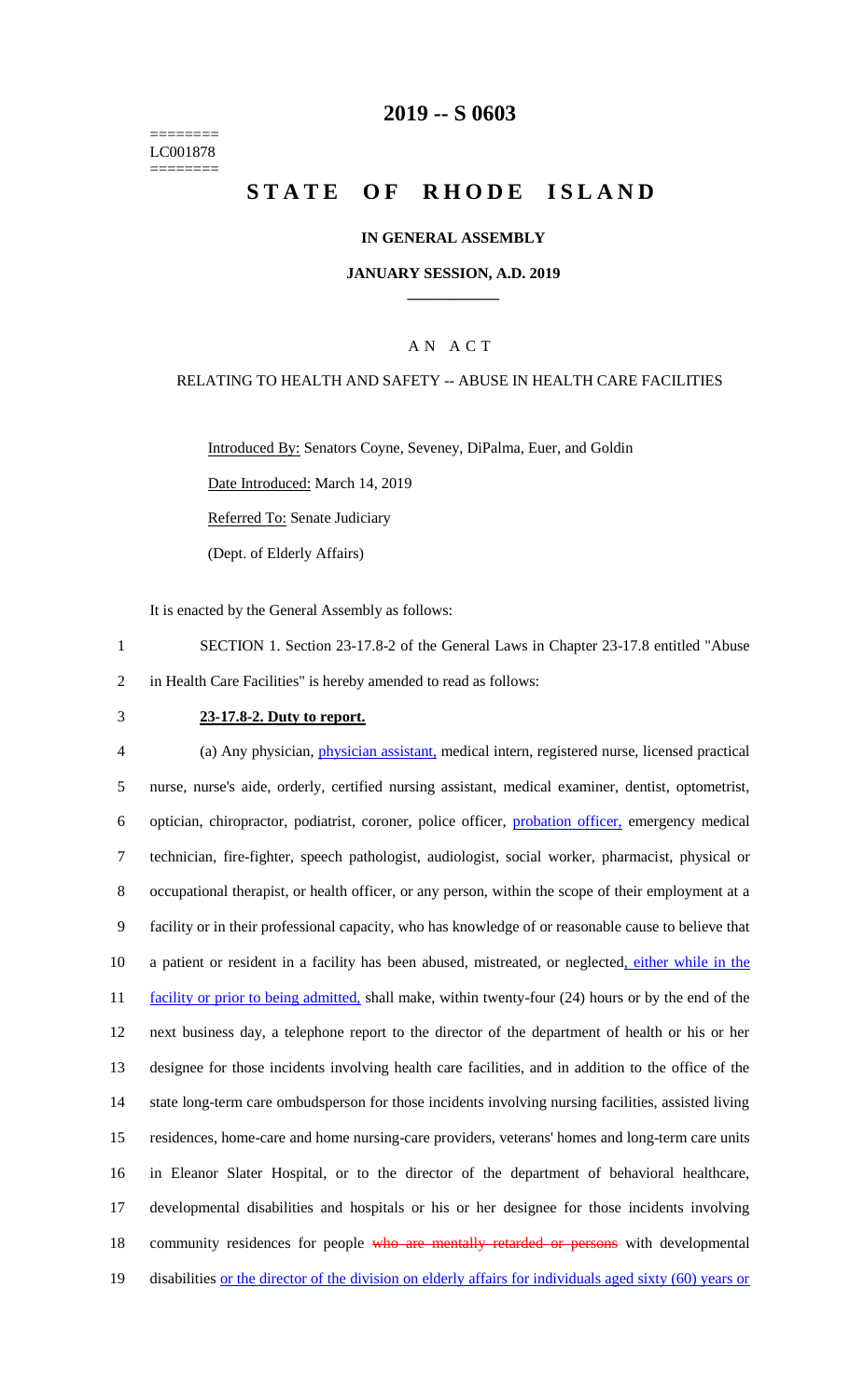========
LC001878
========

# 2019 -- S 0603

# STATE OF RHODE ISLAND

## IN GENERAL ASSEMBLY

### JANUARY SESSION, A.D. 2019

---

A N A C T

RELATING TO HEALTH AND SAFETY -- ABUSE IN HEALTH CARE FACILITIES

Introduced By: Senators Coyne, Seveney, DiPalma, Euer, and Goldin

Date Introduced: March 14, 2019

Referred To: Senate Judiciary

(Dept. of Elderly Affairs)

It is enacted by the General Assembly as follows:

1 SECTION 1. Section 23-17.8-2 of the General Laws in Chapter 23-17.8 entitled "Abuse
2 in Health Care Facilities" is hereby amended to read as follows:

3 **23-17.8-2. Duty to report.**

4 (a) Any physician, physician assistant, medical intern, registered nurse, licensed practical
5 nurse, nurse's aide, orderly, certified nursing assistant, medical examiner, dentist, optometrist,
6 optician, chiropractor, podiatrist, coroner, police officer, probation officer, emergency medical
7 technician, fire-fighter, speech pathologist, audiologist, social worker, pharmacist, physical or
8 occupational therapist, or health officer, or any person, within the scope of their employment at a
9 facility or in their professional capacity, who has knowledge of or reasonable cause to believe that
10 a patient or resident in a facility has been abused, mistreated, or neglected, either while in the
11 facility or prior to being admitted, shall make, within twenty-four (24) hours or by the end of the
12 next business day, a telephone report to the director of the department of health or his or her
13 designee for those incidents involving health care facilities, and in addition to the office of the
14 state long-term care ombudsperson for those incidents involving nursing facilities, assisted living
15 residences, home-care and home nursing-care providers, veterans' homes and long-term care units
16 in Eleanor Slater Hospital, or to the director of the department of behavioral healthcare,
17 developmental disabilities and hospitals or his or her designee for those incidents involving
18 community residences for people ~~who are mentally retarded or persons~~ with developmental
19 disabilities or the director of the division on elderly affairs for individuals aged sixty (60) years or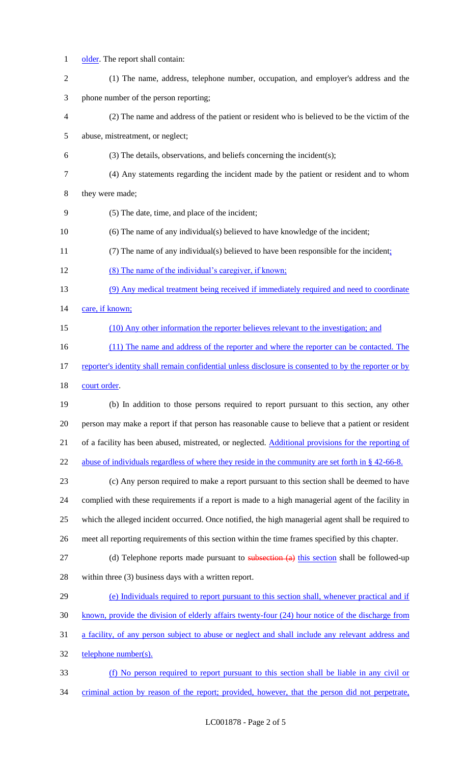older. The report shall contain:

(1) The name, address, telephone number, occupation, and employer's address and the phone number of the person reporting;

(2) The name and address of the patient or resident who is believed to be the victim of the abuse, mistreatment, or neglect;

(3) The details, observations, and beliefs concerning the incident(s);

(4) Any statements regarding the incident made by the patient or resident and to whom they were made;

(5) The date, time, and place of the incident;

(6) The name of any individual(s) believed to have knowledge of the incident;

(7) The name of any individual(s) believed to have been responsible for the incident;

(8) The name of the individual's caregiver, if known;

(9) Any medical treatment being received if immediately required and need to coordinate care, if known;

(10) Any other information the reporter believes relevant to the investigation; and

(11) The name and address of the reporter and where the reporter can be contacted. The reporter's identity shall remain confidential unless disclosure is consented to by the reporter or by court order.

(b) In addition to those persons required to report pursuant to this section, any other person may make a report if that person has reasonable cause to believe that a patient or resident of a facility has been abused, mistreated, or neglected. Additional provisions for the reporting of abuse of individuals regardless of where they reside in the community are set forth in § 42-66-8.

(c) Any person required to make a report pursuant to this section shall be deemed to have complied with these requirements if a report is made to a high managerial agent of the facility in which the alleged incident occurred. Once notified, the high managerial agent shall be required to meet all reporting requirements of this section within the time frames specified by this chapter.

(d) Telephone reports made pursuant to ~~subsection (a)~~ this section shall be followed-up within three (3) business days with a written report.

(e) Individuals required to report pursuant to this section shall, whenever practical and if known, provide the division of elderly affairs twenty-four (24) hour notice of the discharge from a facility, of any person subject to abuse or neglect and shall include any relevant address and telephone number(s).

(f) No person required to report pursuant to this section shall be liable in any civil or criminal action by reason of the report; provided, however, that the person did not perpetrate,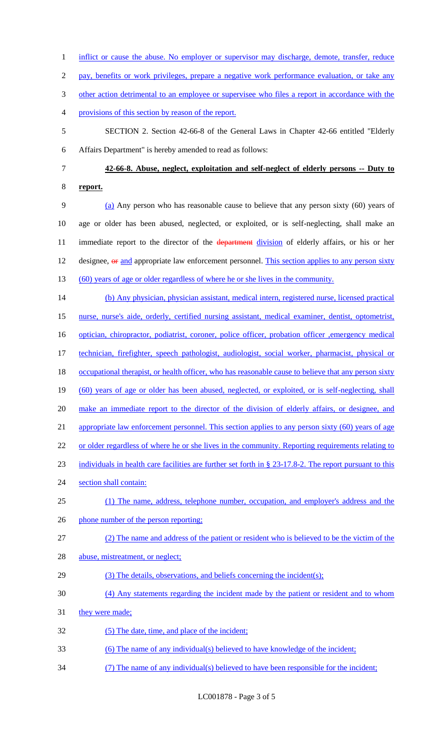inflict or cause the abuse. No employer or supervisor may discharge, demote, transfer, reduce pay, benefits or work privileges, prepare a negative work performance evaluation, or take any other action detrimental to an employee or supervisee who files a report in accordance with the provisions of this section by reason of the report.

SECTION 2. Section 42-66-8 of the General Laws in Chapter 42-66 entitled "Elderly Affairs Department" is hereby amended to read as follows:

**42-66-8. Abuse, neglect, exploitation and self-neglect of elderly persons -- Duty to report.**

(a) Any person who has reasonable cause to believe that any person sixty (60) years of age or older has been abused, neglected, or exploited, or is self-neglecting, shall make an immediate report to the director of the ~~department~~ division of elderly affairs, or his or her designee, ~~or~~ and appropriate law enforcement personnel. This section applies to any person sixty (60) years of age or older regardless of where he or she lives in the community.

(b) Any physician, physician assistant, medical intern, registered nurse, licensed practical nurse, nurse's aide, orderly, certified nursing assistant, medical examiner, dentist, optometrist, optician, chiropractor, podiatrist, coroner, police officer, probation officer ,emergency medical technician, firefighter, speech pathologist, audiologist, social worker, pharmacist, physical or occupational therapist, or health officer, who has reasonable cause to believe that any person sixty (60) years of age or older has been abused, neglected, or exploited, or is self-neglecting, shall make an immediate report to the director of the division of elderly affairs, or designee, and appropriate law enforcement personnel. This section applies to any person sixty (60) years of age or older regardless of where he or she lives in the community. Reporting requirements relating to individuals in health care facilities are further set forth in § 23-17.8-2. The report pursuant to this section shall contain:

(1) The name, address, telephone number, occupation, and employer's address and the phone number of the person reporting;

(2) The name and address of the patient or resident who is believed to be the victim of the abuse, mistreatment, or neglect;

(3) The details, observations, and beliefs concerning the incident(s);

(4) Any statements regarding the incident made by the patient or resident and to whom they were made;

(5) The date, time, and place of the incident;

(6) The name of any individual(s) believed to have knowledge of the incident;

(7) The name of any individual(s) believed to have been responsible for the incident;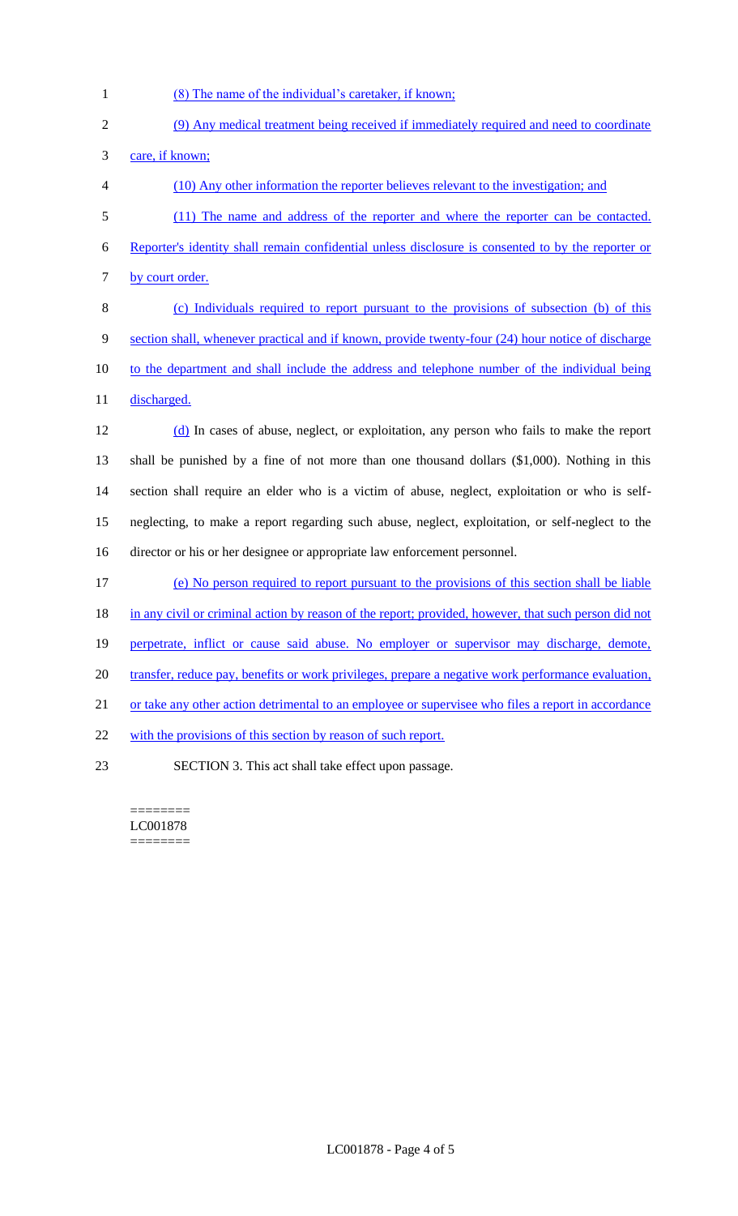(8) The name of the individual's caretaker, if known;

(9) Any medical treatment being received if immediately required and need to coordinate care, if known;

(10) Any other information the reporter believes relevant to the investigation; and

(11) The name and address of the reporter and where the reporter can be contacted. Reporter's identity shall remain confidential unless disclosure is consented to by the reporter or by court order.

(c) Individuals required to report pursuant to the provisions of subsection (b) of this section shall, whenever practical and if known, provide twenty-four (24) hour notice of discharge to the department and shall include the address and telephone number of the individual being discharged.

(d) In cases of abuse, neglect, or exploitation, any person who fails to make the report shall be punished by a fine of not more than one thousand dollars ($1,000). Nothing in this section shall require an elder who is a victim of abuse, neglect, exploitation or who is self-neglecting, to make a report regarding such abuse, neglect, exploitation, or self-neglect to the director or his or her designee or appropriate law enforcement personnel.

(e) No person required to report pursuant to the provisions of this section shall be liable in any civil or criminal action by reason of the report; provided, however, that such person did not perpetrate, inflict or cause said abuse. No employer or supervisor may discharge, demote, transfer, reduce pay, benefits or work privileges, prepare a negative work performance evaluation, or take any other action detrimental to an employee or supervisee who files a report in accordance with the provisions of this section by reason of such report.

SECTION 3. This act shall take effect upon passage.

========
LC001878
========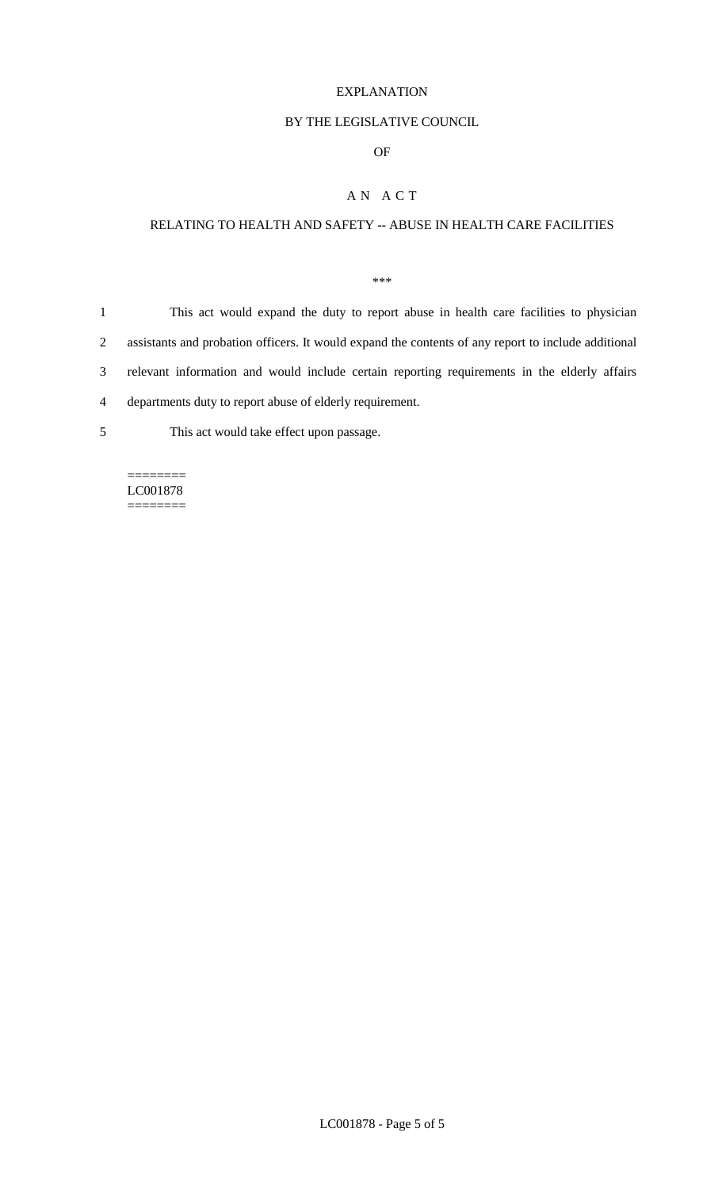EXPLANATION

BY THE LEGISLATIVE COUNCIL

OF

A N A C T

RELATING TO HEALTH AND SAFETY -- ABUSE IN HEALTH CARE FACILITIES

\*\*\*

This act would expand the duty to report abuse in health care facilities to physician assistants and probation officers. It would expand the contents of any report to include additional relevant information and would include certain reporting requirements in the elderly affairs departments duty to report abuse of elderly requirement.

This act would take effect upon passage.

========
LC001878
========